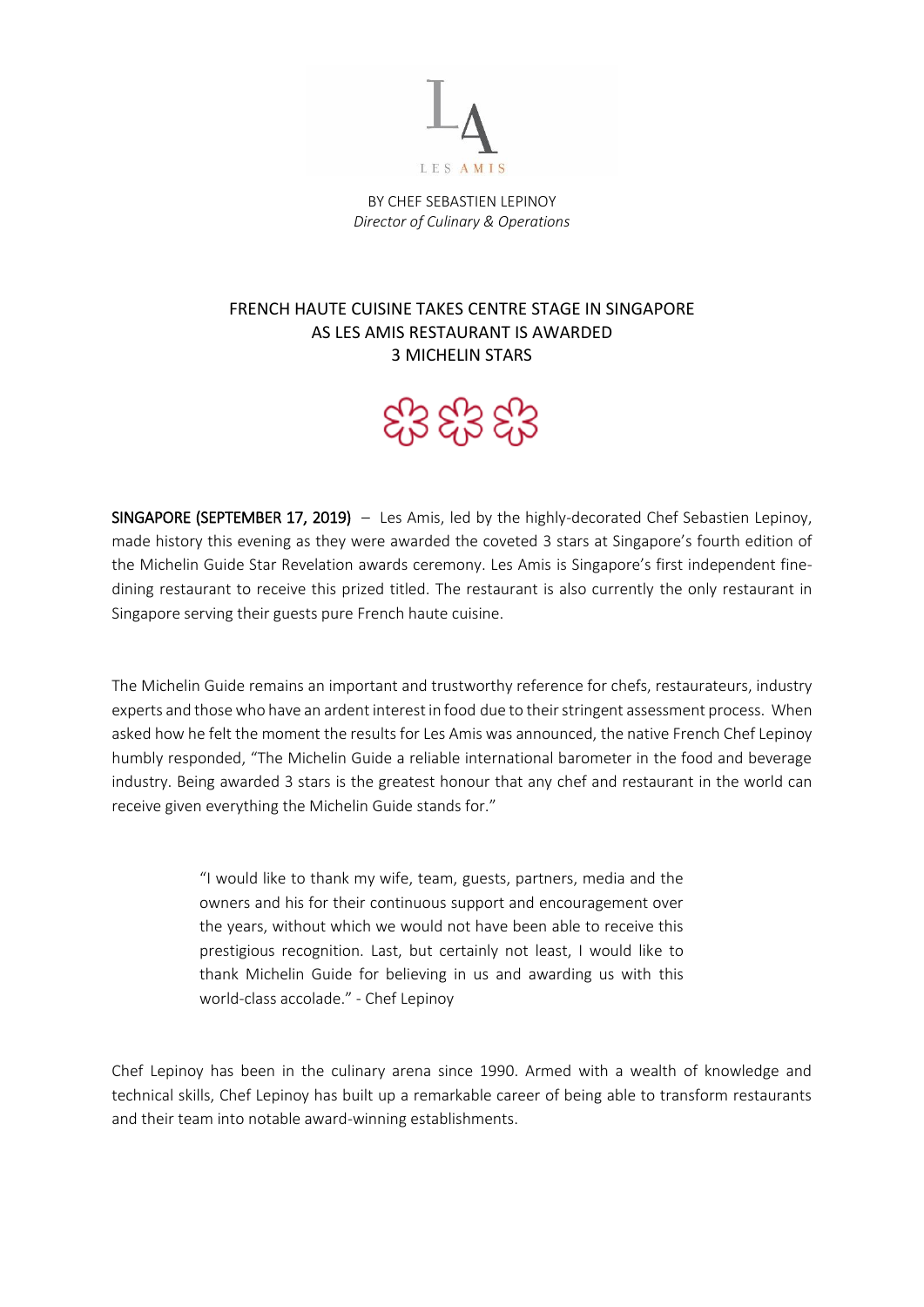LES AMIS

BY CHEF SEBASTIEN LEPINOY
*Director of Culinary & Operations*

# FRENCH HAUTE CUISINE TAKES CENTRE STAGE IN SINGAPORE AS LES AMIS RESTAURANT IS AWARDED 3 MICHELIN STARS

**SINGAPORE (SEPTEMBER 17, 2019)** – Les Amis, led by the highly-decorated Chef Sebastien Lepinoy, made history this evening as they were awarded the coveted 3 stars at Singapore's fourth edition of the Michelin Guide Star Revelation awards ceremony. Les Amis is Singapore's first independent fine-dining restaurant to receive this prized titled. The restaurant is also currently the only restaurant in Singapore serving their guests pure French haute cuisine.

The Michelin Guide remains an important and trustworthy reference for chefs, restaurateurs, industry experts and those who have an ardent interest in food due to their stringent assessment process. When asked how he felt the moment the results for Les Amis was announced, the native French Chef Lepinoy humbly responded, "The Michelin Guide a reliable international barometer in the food and beverage industry. Being awarded 3 stars is the greatest honour that any chef and restaurant in the world can receive given everything the Michelin Guide stands for."

> "I would like to thank my wife, team, guests, partners, media and the owners and his for their continuous support and encouragement over the years, without which we would not have been able to receive this prestigious recognition. Last, but certainly not least, I would like to thank Michelin Guide for believing in us and awarding us with this world-class accolade." - Chef Lepinoy

Chef Lepinoy has been in the culinary arena since 1990. Armed with a wealth of knowledge and technical skills, Chef Lepinoy has built up a remarkable career of being able to transform restaurants and their team into notable award-winning establishments.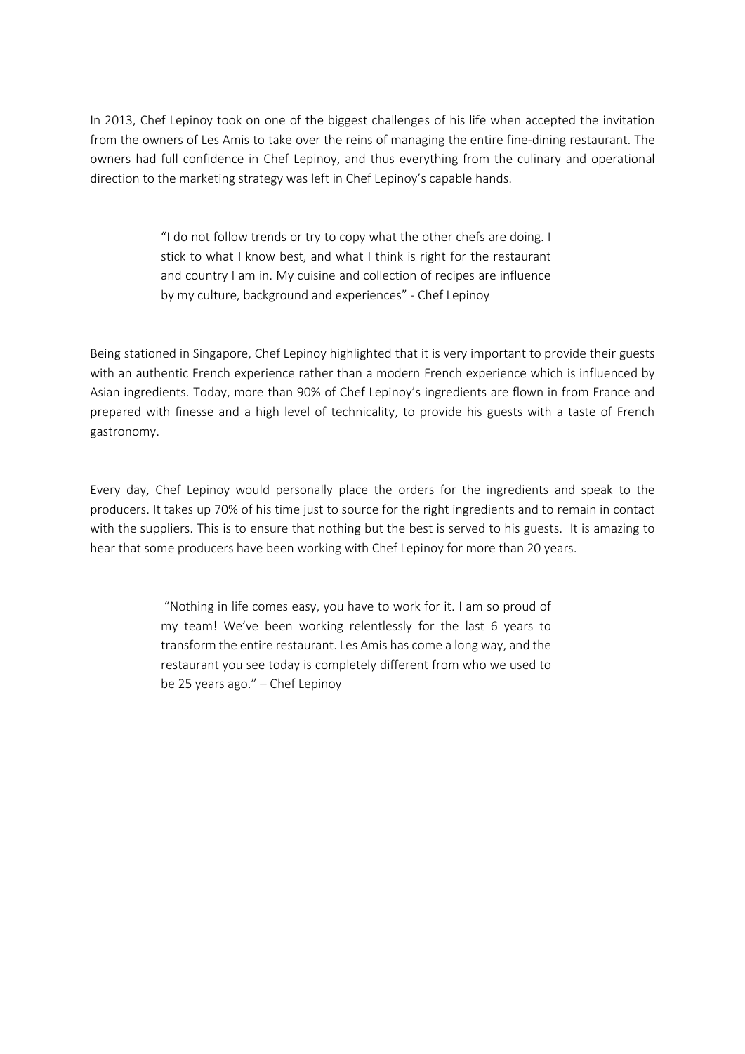In 2013, Chef Lepinoy took on one of the biggest challenges of his life when accepted the invitation from the owners of Les Amis to take over the reins of managing the entire fine-dining restaurant. The owners had full confidence in Chef Lepinoy, and thus everything from the culinary and operational direction to the marketing strategy was left in Chef Lepinoy's capable hands.

> "I do not follow trends or try to copy what the other chefs are doing. I stick to what I know best, and what I think is right for the restaurant and country I am in. My cuisine and collection of recipes are influence by my culture, background and experiences" - Chef Lepinoy

Being stationed in Singapore, Chef Lepinoy highlighted that it is very important to provide their guests with an authentic French experience rather than a modern French experience which is influenced by Asian ingredients. Today, more than 90% of Chef Lepinoy's ingredients are flown in from France and prepared with finesse and a high level of technicality, to provide his guests with a taste of French gastronomy.

Every day, Chef Lepinoy would personally place the orders for the ingredients and speak to the producers. It takes up 70% of his time just to source for the right ingredients and to remain in contact with the suppliers. This is to ensure that nothing but the best is served to his guests. It is amazing to hear that some producers have been working with Chef Lepinoy for more than 20 years.

> "Nothing in life comes easy, you have to work for it. I am so proud of my team! We've been working relentlessly for the last 6 years to transform the entire restaurant. Les Amis has come a long way, and the restaurant you see today is completely different from who we used to be 25 years ago." – Chef Lepinoy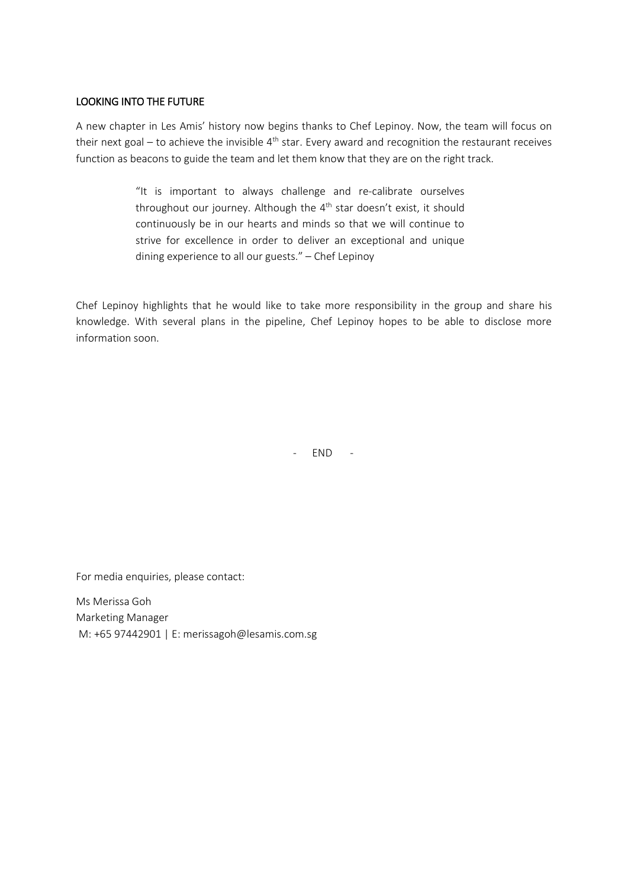## LOOKING INTO THE FUTURE

A new chapter in Les Amis' history now begins thanks to Chef Lepinoy. Now, the team will focus on their next goal – to achieve the invisible 4th star. Every award and recognition the restaurant receives function as beacons to guide the team and let them know that they are on the right track.

> "It is important to always challenge and re-calibrate ourselves throughout our journey. Although the 4th star doesn't exist, it should continuously be in our hearts and minds so that we will continue to strive for excellence in order to deliver an exceptional and unique dining experience to all our guests." – Chef Lepinoy

Chef Lepinoy highlights that he would like to take more responsibility in the group and share his knowledge. With several plans in the pipeline, Chef Lepinoy hopes to be able to disclose more information soon.

\- END -

For media enquiries, please contact:

Ms Merissa Goh
Marketing Manager
M: +65 97442901 | E: merissagoh@lesamis.com.sg